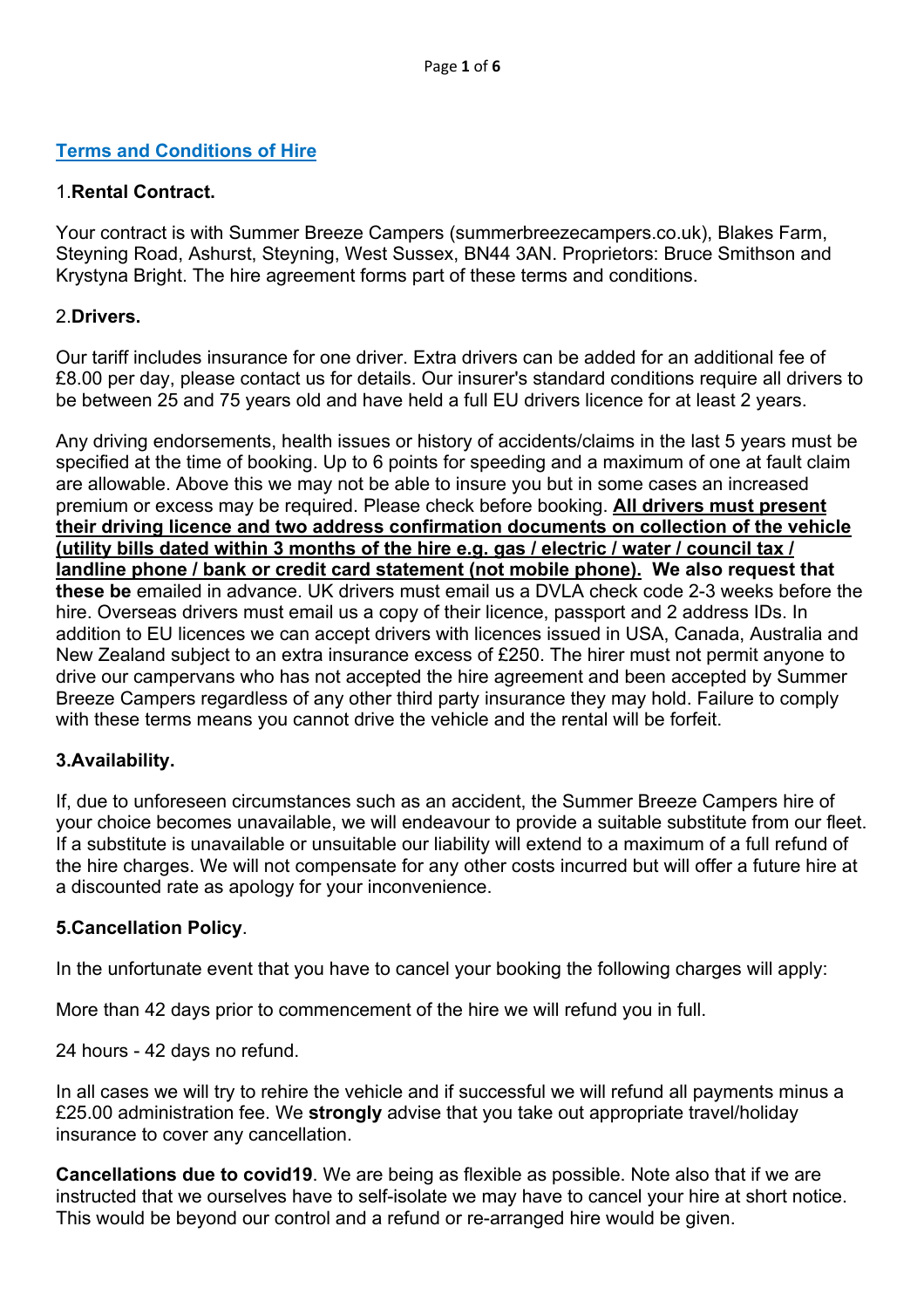## Terms and Conditions of Hire

### 1. **Rental Contract.**

Your contract is with Summer Breeze Campers (summerbreezecampers.co.uk), Blakes Farm, Steyning Road, Ashurst, Steyning, West Sussex, BN44 3AN. Proprietors: Bruce Smithson and Krystyna Bright. The hire agreement forms part of these terms and conditions.

### 2. **Drivers.**

Our tariff includes insurance for one driver. Extra drivers can be added for an additional fee of £8.00 per day, please contact us for details. Our insurer's standard conditions require all drivers to be between 25 and 75 years old and have held a full EU drivers licence for at least 2 years.

Any driving endorsements, health issues or history of accidents/claims in the last 5 years must be specified at the time of booking. Up to 6 points for speeding and a maximum of one at fault claim are allowable. Above this we may not be able to insure you but in some cases an increased premium or excess may be required. Please check before booking. **All drivers must present their driving licence and two address confirmation documents on collection of the vehicle (utility bills dated within 3 months of the hire e.g. gas / electric / water / council tax / landline phone / bank or credit card statement (not mobile phone). We also request that these be** emailed in advance. UK drivers must email us a DVLA check code 2-3 weeks before the hire. Overseas drivers must email us a copy of their licence, passport and 2 address IDs. In addition to EU licences we can accept drivers with licences issued in USA, Canada, Australia and New Zealand subject to an extra insurance excess of £250. The hirer must not permit anyone to drive our campervans who has not accepted the hire agreement and been accepted by Summer Breeze Campers regardless of any other third party insurance they may hold. Failure to comply with these terms means you cannot drive the vehicle and the rental will be forfeit.

### **3. Availability.**

If, due to unforeseen circumstances such as an accident, the Summer Breeze Campers hire of your choice becomes unavailable, we will endeavour to provide a suitable substitute from our fleet. If a substitute is unavailable or unsuitable our liability will extend to a maximum of a full refund of the hire charges. We will not compensate for any other costs incurred but will offer a future hire at a discounted rate as apology for your inconvenience.

### **5. Cancellation Policy**.

In the unfortunate event that you have to cancel your booking the following charges will apply:

More than 42 days prior to commencement of the hire we will refund you in full.

24 hours - 42 days no refund.

In all cases we will try to rehire the vehicle and if successful we will refund all payments minus a £25.00 administration fee. We **strongly** advise that you take out appropriate travel/holiday insurance to cover any cancellation.

**Cancellations due to covid19**. We are being as flexible as possible. Note also that if we are instructed that we ourselves have to self-isolate we may have to cancel your hire at short notice. This would be beyond our control and a refund or re-arranged hire would be given.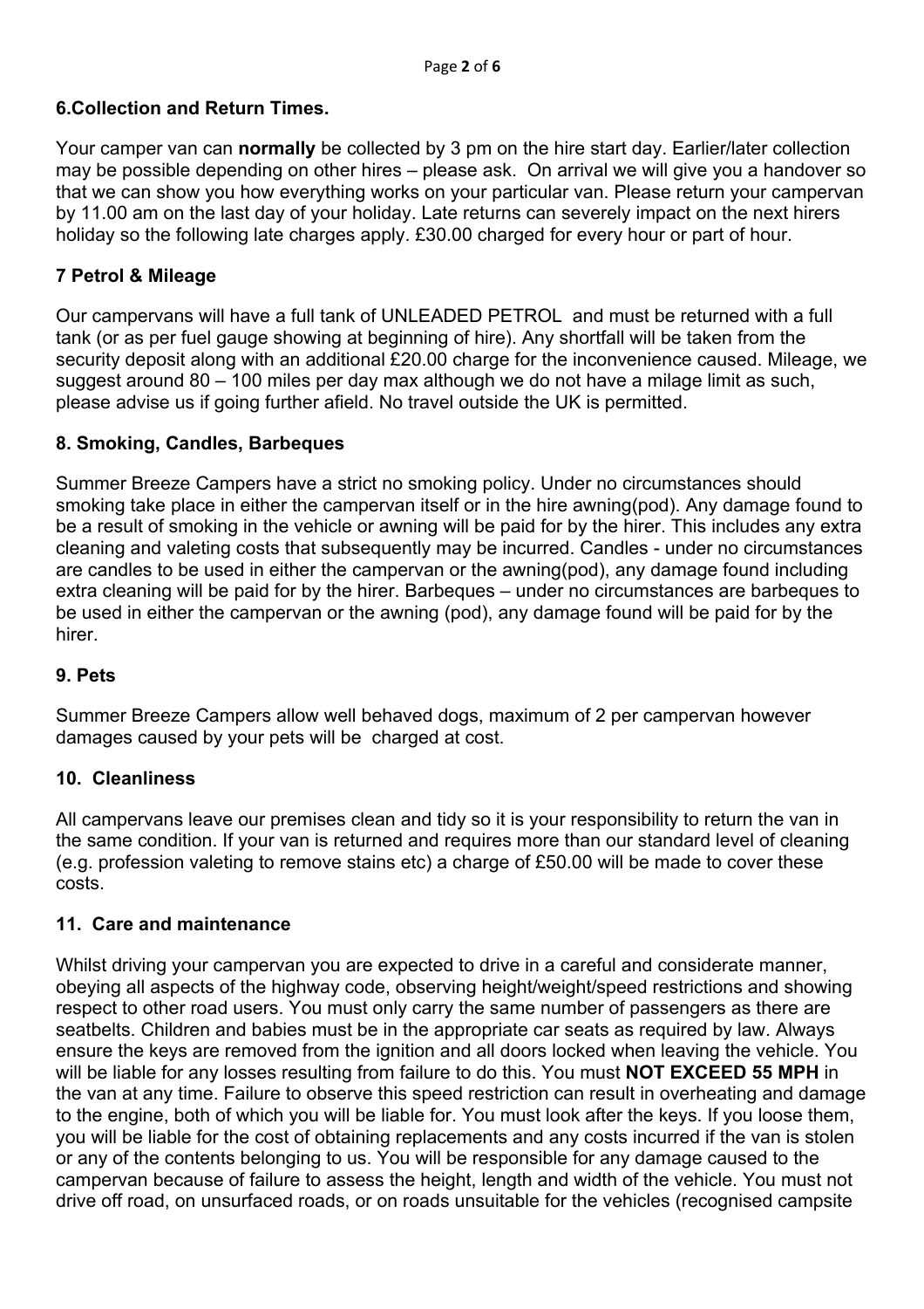### 6.Collection and Return Times.

Your camper van can **normally** be collected by 3 pm on the hire start day. Earlier/later collection may be possible depending on other hires – please ask. On arrival we will give you a handover so that we can show you how everything works on your particular van. Please return your campervan by 11.00 am on the last day of your holiday. Late returns can severely impact on the next hirers holiday so the following late charges apply. £30.00 charged for every hour or part of hour.

### 7 Petrol & Mileage

Our campervans will have a full tank of UNLEADED PETROL and must be returned with a full tank (or as per fuel gauge showing at beginning of hire). Any shortfall will be taken from the security deposit along with an additional £20.00 charge for the inconvenience caused. Mileage, we suggest around 80 – 100 miles per day max although we do not have a milage limit as such, please advise us if going further afield. No travel outside the UK is permitted.

### 8. Smoking, Candles, Barbeques

Summer Breeze Campers have a strict no smoking policy. Under no circumstances should smoking take place in either the campervan itself or in the hire awning(pod). Any damage found to be a result of smoking in the vehicle or awning will be paid for by the hirer. This includes any extra cleaning and valeting costs that subsequently may be incurred. Candles - under no circumstances are candles to be used in either the campervan or the awning(pod), any damage found including extra cleaning will be paid for by the hirer. Barbeques – under no circumstances are barbeques to be used in either the campervan or the awning (pod), any damage found will be paid for by the hirer.

### 9. Pets

Summer Breeze Campers allow well behaved dogs, maximum of 2 per campervan however damages caused by your pets will be charged at cost.

### 10. Cleanliness

All campervans leave our premises clean and tidy so it is your responsibility to return the van in the same condition. If your van is returned and requires more than our standard level of cleaning (e.g. profession valeting to remove stains etc) a charge of £50.00 will be made to cover these costs.

### 11. Care and maintenance

Whilst driving your campervan you are expected to drive in a careful and considerate manner, obeying all aspects of the highway code, observing height/weight/speed restrictions and showing respect to other road users. You must only carry the same number of passengers as there are seatbelts. Children and babies must be in the appropriate car seats as required by law. Always ensure the keys are removed from the ignition and all doors locked when leaving the vehicle. You will be liable for any losses resulting from failure to do this. You must **NOT EXCEED 55 MPH** in the van at any time. Failure to observe this speed restriction can result in overheating and damage to the engine, both of which you will be liable for. You must look after the keys. If you loose them, you will be liable for the cost of obtaining replacements and any costs incurred if the van is stolen or any of the contents belonging to us. You will be responsible for any damage caused to the campervan because of failure to assess the height, length and width of the vehicle. You must not drive off road, on unsurfaced roads, or on roads unsuitable for the vehicles (recognised campsite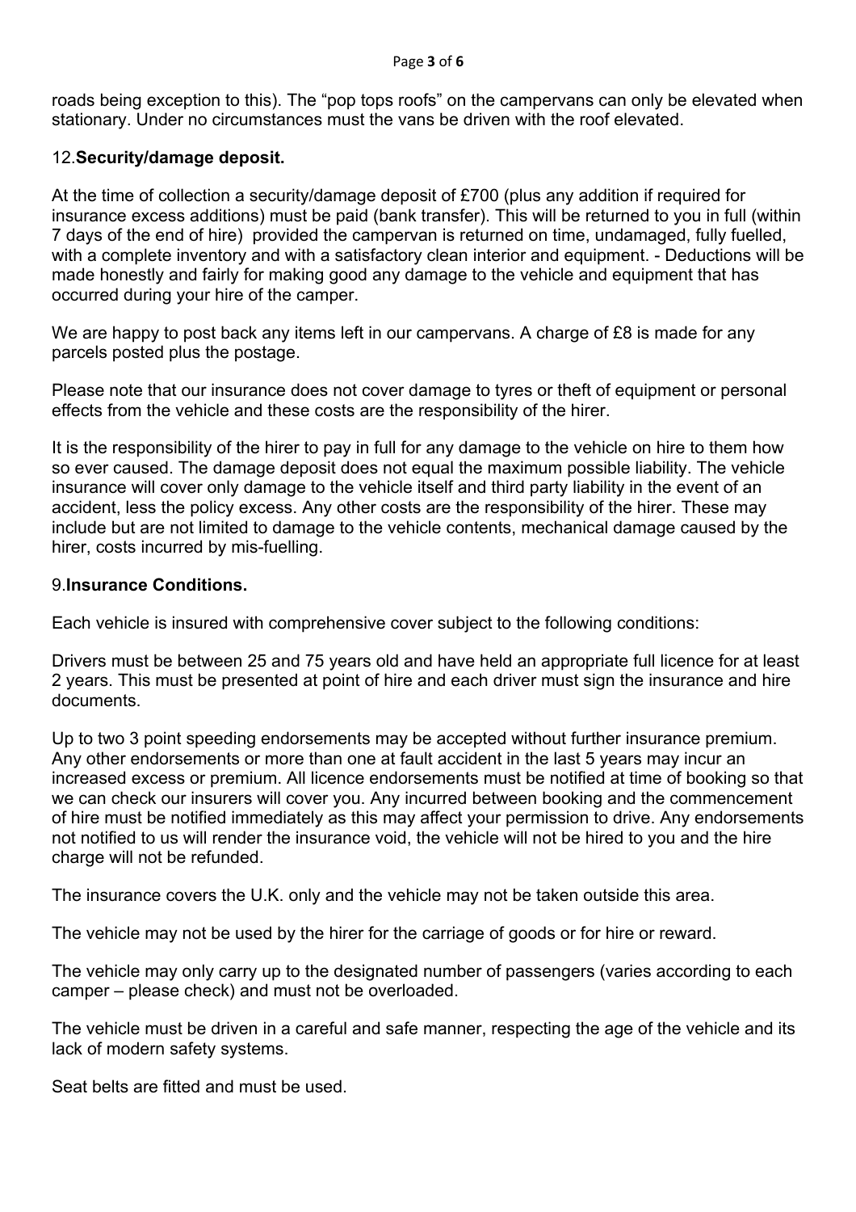roads being exception to this). The "pop tops roofs" on the campervans can only be elevated when stationary. Under no circumstances must the vans be driven with the roof elevated.

### 12. **Security/damage deposit.**

At the time of collection a security/damage deposit of £700 (plus any addition if required for insurance excess additions) must be paid (bank transfer). This will be returned to you in full (within 7 days of the end of hire) provided the campervan is returned on time, undamaged, fully fuelled, with a complete inventory and with a satisfactory clean interior and equipment. - Deductions will be made honestly and fairly for making good any damage to the vehicle and equipment that has occurred during your hire of the camper.

We are happy to post back any items left in our campervans. A charge of £8 is made for any parcels posted plus the postage.

Please note that our insurance does not cover damage to tyres or theft of equipment or personal effects from the vehicle and these costs are the responsibility of the hirer.

It is the responsibility of the hirer to pay in full for any damage to the vehicle on hire to them how so ever caused. The damage deposit does not equal the maximum possible liability. The vehicle insurance will cover only damage to the vehicle itself and third party liability in the event of an accident, less the policy excess. Any other costs are the responsibility of the hirer. These may include but are not limited to damage to the vehicle contents, mechanical damage caused by the hirer, costs incurred by mis-fuelling.

### 9. **Insurance Conditions.**

Each vehicle is insured with comprehensive cover subject to the following conditions:

Drivers must be between 25 and 75 years old and have held an appropriate full licence for at least 2 years. This must be presented at point of hire and each driver must sign the insurance and hire documents.

Up to two 3 point speeding endorsements may be accepted without further insurance premium. Any other endorsements or more than one at fault accident in the last 5 years may incur an increased excess or premium. All licence endorsements must be notified at time of booking so that we can check our insurers will cover you. Any incurred between booking and the commencement of hire must be notified immediately as this may affect your permission to drive. Any endorsements not notified to us will render the insurance void, the vehicle will not be hired to you and the hire charge will not be refunded.

The insurance covers the U.K. only and the vehicle may not be taken outside this area.

The vehicle may not be used by the hirer for the carriage of goods or for hire or reward.

The vehicle may only carry up to the designated number of passengers (varies according to each camper – please check) and must not be overloaded.

The vehicle must be driven in a careful and safe manner, respecting the age of the vehicle and its lack of modern safety systems.

Seat belts are fitted and must be used.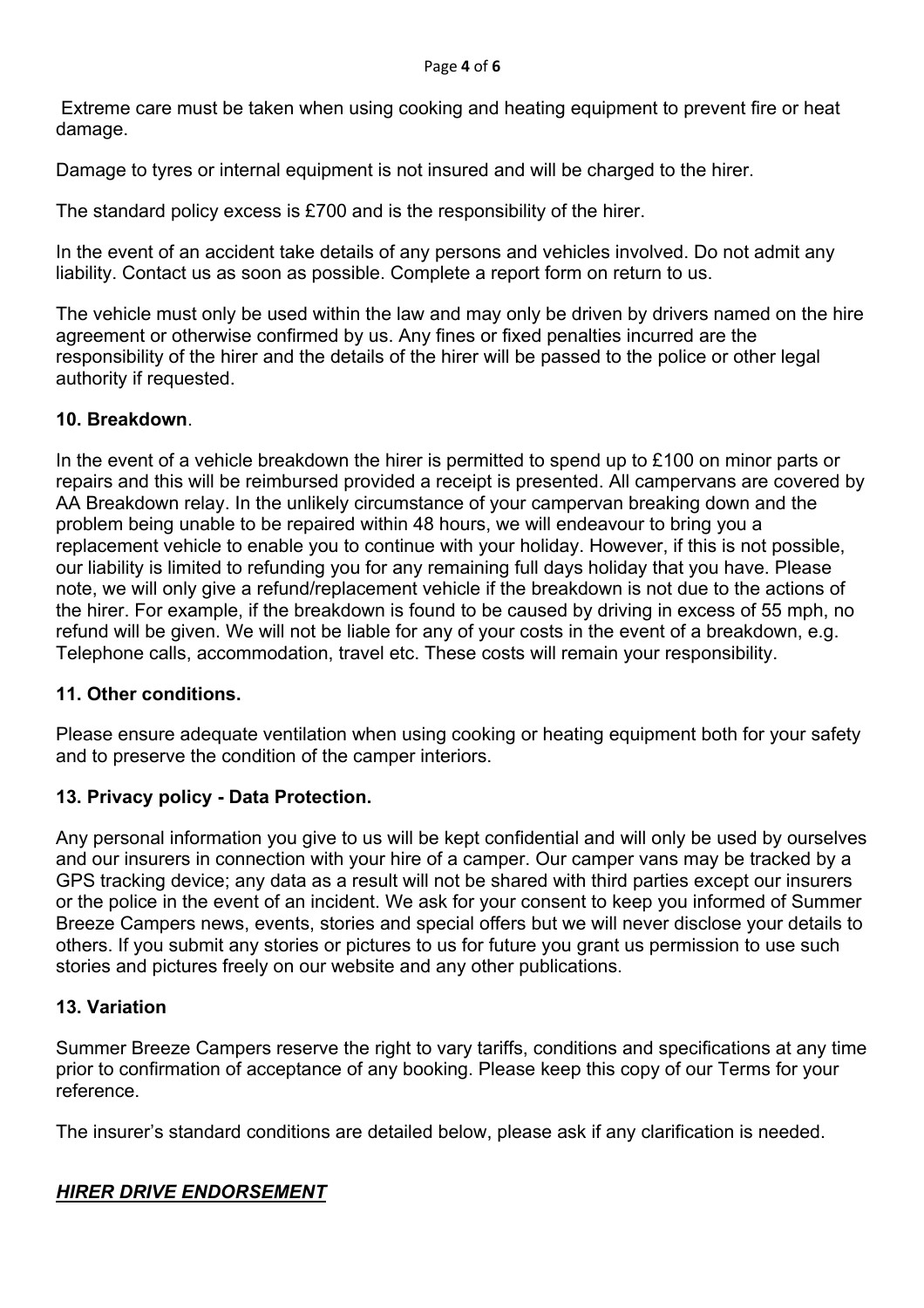Extreme care must be taken when using cooking and heating equipment to prevent fire or heat damage.

Damage to tyres or internal equipment is not insured and will be charged to the hirer.

The standard policy excess is £700 and is the responsibility of the hirer.

In the event of an accident take details of any persons and vehicles involved. Do not admit any liability. Contact us as soon as possible. Complete a report form on return to us.

The vehicle must only be used within the law and may only be driven by drivers named on the hire agreement or otherwise confirmed by us. Any fines or fixed penalties incurred are the responsibility of the hirer and the details of the hirer will be passed to the police or other legal authority if requested.

**10. Breakdown**.

In the event of a vehicle breakdown the hirer is permitted to spend up to £100 on minor parts or repairs and this will be reimbursed provided a receipt is presented. All campervans are covered by AA Breakdown relay. In the unlikely circumstance of your campervan breaking down and the problem being unable to be repaired within 48 hours, we will endeavour to bring you a replacement vehicle to enable you to continue with your holiday. However, if this is not possible, our liability is limited to refunding you for any remaining full days holiday that you have. Please note, we will only give a refund/replacement vehicle if the breakdown is not due to the actions of the hirer. For example, if the breakdown is found to be caused by driving in excess of 55 mph, no refund will be given. We will not be liable for any of your costs in the event of a breakdown, e.g. Telephone calls, accommodation, travel etc. These costs will remain your responsibility.

**11. Other conditions.**

Please ensure adequate ventilation when using cooking or heating equipment both for your safety and to preserve the condition of the camper interiors.

**13. Privacy policy - Data Protection.**

Any personal information you give to us will be kept confidential and will only be used by ourselves and our insurers in connection with your hire of a camper. Our camper vans may be tracked by a GPS tracking device; any data as a result will not be shared with third parties except our insurers or the police in the event of an incident. We ask for your consent to keep you informed of Summer Breeze Campers news, events, stories and special offers but we will never disclose your details to others. If you submit any stories or pictures to us for future you grant us permission to use such stories and pictures freely on our website and any other publications.

**13. Variation**

Summer Breeze Campers reserve the right to vary tariffs, conditions and specifications at any time prior to confirmation of acceptance of any booking. Please keep this copy of our Terms for your reference.

The insurer's standard conditions are detailed below, please ask if any clarification is needed.

***HIRER DRIVE ENDORSEMENT***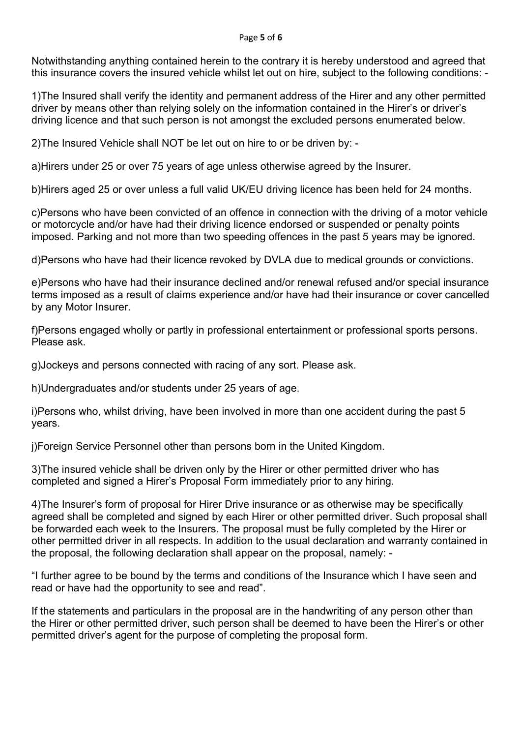Notwithstanding anything contained herein to the contrary it is hereby understood and agreed that this insurance covers the insured vehicle whilst let out on hire, subject to the following conditions: -

1)The Insured shall verify the identity and permanent address of the Hirer and any other permitted driver by means other than relying solely on the information contained in the Hirer's or driver's driving licence and that such person is not amongst the excluded persons enumerated below.

2)The Insured Vehicle shall NOT be let out on hire to or be driven by: -

a)Hirers under 25 or over 75 years of age unless otherwise agreed by the Insurer.

b)Hirers aged 25 or over unless a full valid UK/EU driving licence has been held for 24 months.

c)Persons who have been convicted of an offence in connection with the driving of a motor vehicle or motorcycle and/or have had their driving licence endorsed or suspended or penalty points imposed. Parking and not more than two speeding offences in the past 5 years may be ignored.

d)Persons who have had their licence revoked by DVLA due to medical grounds or convictions.

e)Persons who have had their insurance declined and/or renewal refused and/or special insurance terms imposed as a result of claims experience and/or have had their insurance or cover cancelled by any Motor Insurer.

f)Persons engaged wholly or partly in professional entertainment or professional sports persons. Please ask.

g)Jockeys and persons connected with racing of any sort. Please ask.

h)Undergraduates and/or students under 25 years of age.

i)Persons who, whilst driving, have been involved in more than one accident during the past 5 years.

j)Foreign Service Personnel other than persons born in the United Kingdom.

3)The insured vehicle shall be driven only by the Hirer or other permitted driver who has completed and signed a Hirer's Proposal Form immediately prior to any hiring.

4)The Insurer's form of proposal for Hirer Drive insurance or as otherwise may be specifically agreed shall be completed and signed by each Hirer or other permitted driver. Such proposal shall be forwarded each week to the Insurers. The proposal must be fully completed by the Hirer or other permitted driver in all respects. In addition to the usual declaration and warranty contained in the proposal, the following declaration shall appear on the proposal, namely: -

"I further agree to be bound by the terms and conditions of the Insurance which I have seen and read or have had the opportunity to see and read".

If the statements and particulars in the proposal are in the handwriting of any person other than the Hirer or other permitted driver, such person shall be deemed to have been the Hirer's or other permitted driver's agent for the purpose of completing the proposal form.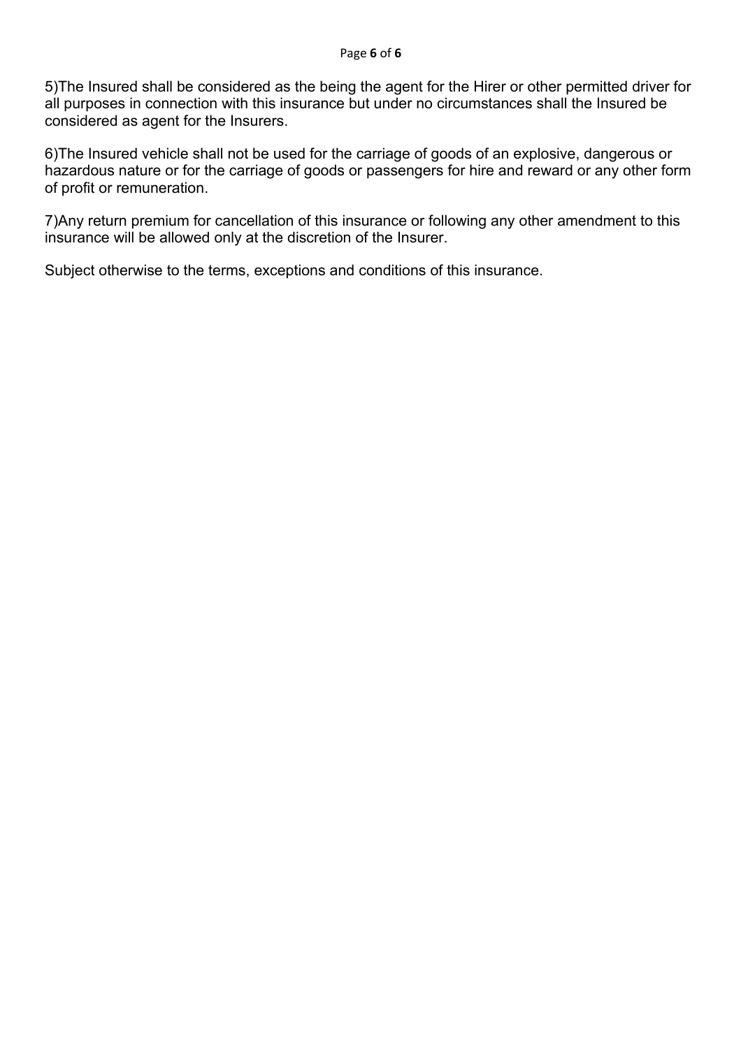5)The Insured shall be considered as the being the agent for the Hirer or other permitted driver for all purposes in connection with this insurance but under no circumstances shall the Insured be considered as agent for the Insurers.

6)The Insured vehicle shall not be used for the carriage of goods of an explosive, dangerous or hazardous nature or for the carriage of goods or passengers for hire and reward or any other form of profit or remuneration.

7)Any return premium for cancellation of this insurance or following any other amendment to this insurance will be allowed only at the discretion of the Insurer.

Subject otherwise to the terms, exceptions and conditions of this insurance.